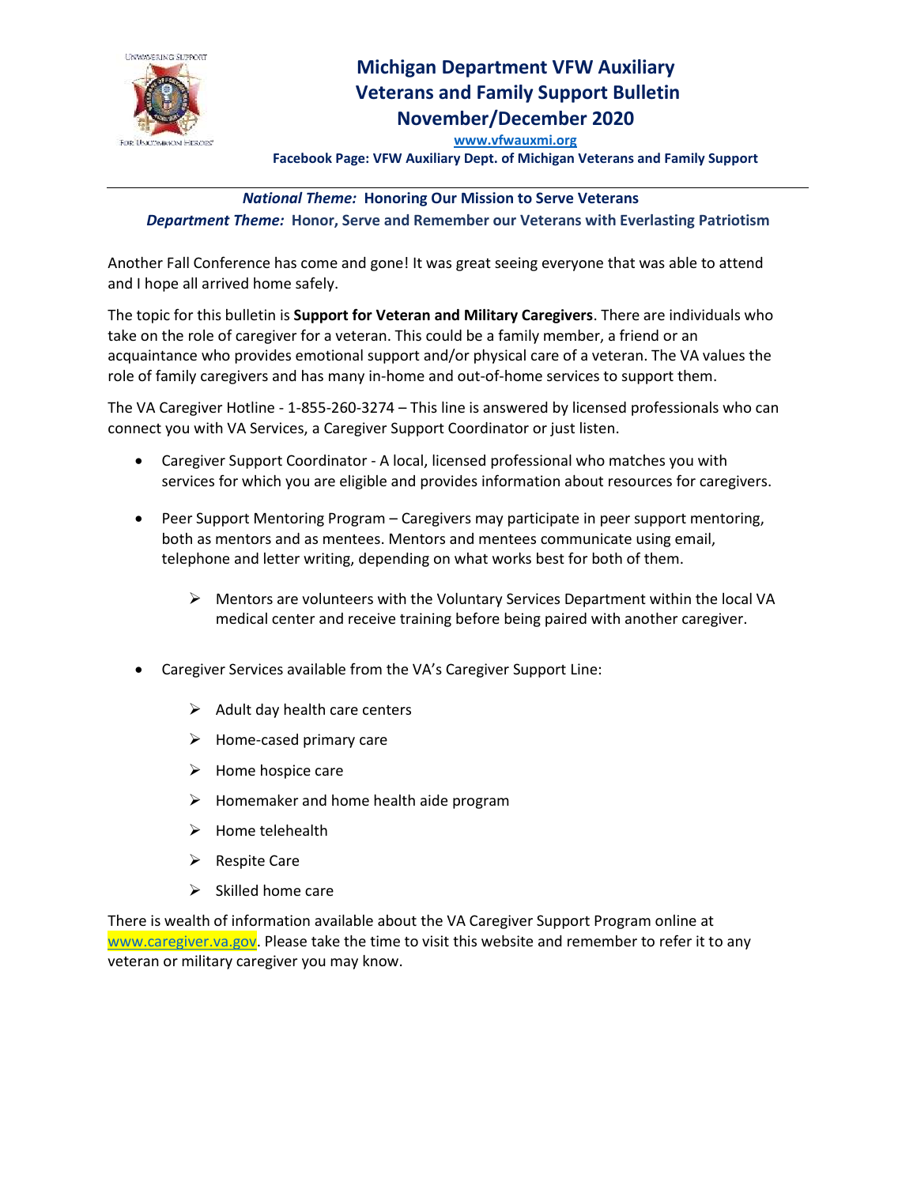# Michigan Department VFW Auxiliary
# Veterans and Family Support Bulletin
# November/December 2020

**www.vfwauxmi.org**

**Facebook Page: VFW Auxiliary Dept. of Michigan Veterans and Family Support**

---

***National Theme:*** **Honoring Our Mission to Serve Veterans**

***Department Theme:*** **Honor, Serve and Remember our Veterans with Everlasting Patriotism**

Another Fall Conference has come and gone! It was great seeing everyone that was able to attend and I hope all arrived home safely.

The topic for this bulletin is **Support for Veteran and Military Caregivers**. There are individuals who take on the role of caregiver for a veteran. This could be a family member, a friend or an acquaintance who provides emotional support and/or physical care of a veteran. The VA values the role of family caregivers and has many in-home and out-of-home services to support them.

The VA Caregiver Hotline - 1-855-260-3274 – This line is answered by licensed professionals who can connect you with VA Services, a Caregiver Support Coordinator or just listen.

- Caregiver Support Coordinator - A local, licensed professional who matches you with services for which you are eligible and provides information about resources for caregivers.
- Peer Support Mentoring Program – Caregivers may participate in peer support mentoring, both as mentors and as mentees. Mentors and mentees communicate using email, telephone and letter writing, depending on what works best for both of them.
  - Mentors are volunteers with the Voluntary Services Department within the local VA medical center and receive training before being paired with another caregiver.
- Caregiver Services available from the VA's Caregiver Support Line:
  - Adult day health care centers
  - Home-cased primary care
  - Home hospice care
  - Homemaker and home health aide program
  - Home telehealth
  - Respite Care
  - Skilled home care

There is wealth of information available about the VA Caregiver Support Program online at www.caregiver.va.gov. Please take the time to visit this website and remember to refer it to any veteran or military caregiver you may know.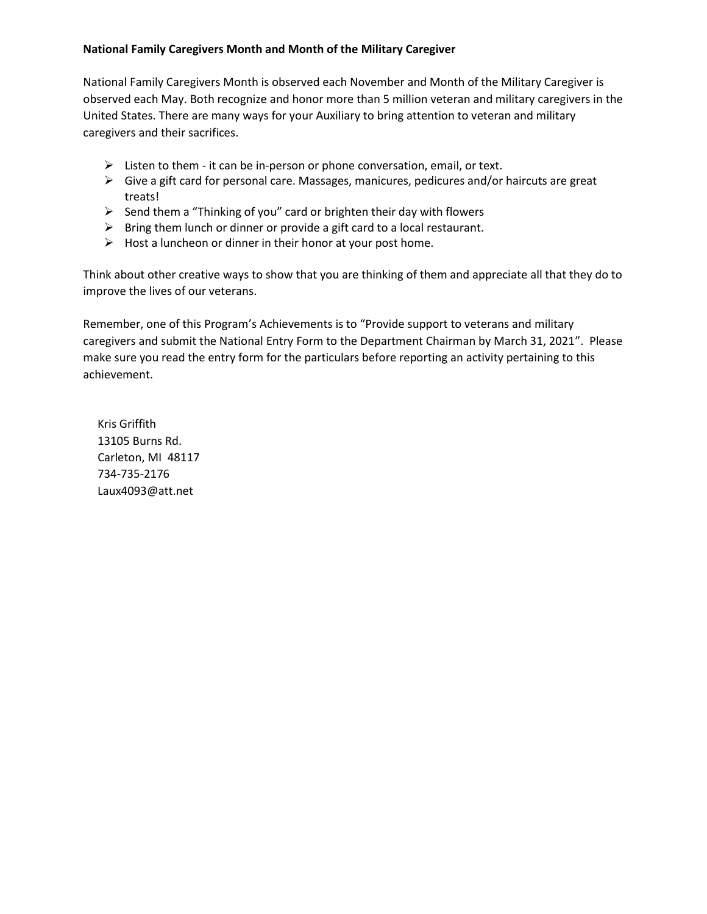**National Family Caregivers Month and Month of the Military Caregiver**

National Family Caregivers Month is observed each November and Month of the Military Caregiver is observed each May. Both recognize and honor more than 5 million veteran and military caregivers in the United States. There are many ways for your Auxiliary to bring attention to veteran and military caregivers and their sacrifices.

- Listen to them - it can be in-person or phone conversation, email, or text.
- Give a gift card for personal care. Massages, manicures, pedicures and/or haircuts are great treats!
- Send them a "Thinking of you" card or brighten their day with flowers
- Bring them lunch or dinner or provide a gift card to a local restaurant.
- Host a luncheon or dinner in their honor at your post home.

Think about other creative ways to show that you are thinking of them and appreciate all that they do to improve the lives of our veterans.

Remember, one of this Program's Achievements is to "Provide support to veterans and military caregivers and submit the National Entry Form to the Department Chairman by March 31, 2021". Please make sure you read the entry form for the particulars before reporting an activity pertaining to this achievement.

Kris Griffith
13105 Burns Rd.
Carleton, MI 48117
734-735-2176
Laux4093@att.net